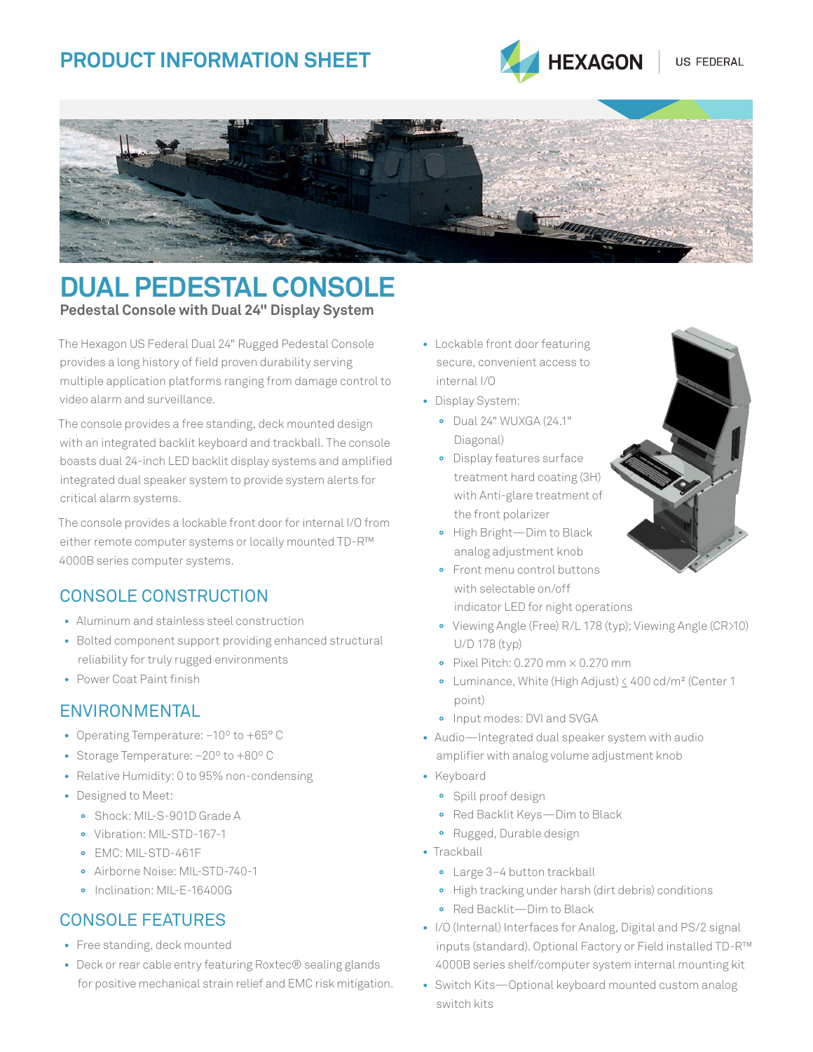# PRODUCT INFORMATION SHEET

HEXAGON | US FEDERAL

# DUAL PEDESTAL CONSOLE

**Pedestal Console with Dual 24" Display System**

The Hexagon US Federal Dual 24" Rugged Pedestal Console provides a long history of field proven durability serving multiple application platforms ranging from damage control to video alarm and surveillance.

The console provides a free standing, deck mounted design with an integrated backlit keyboard and trackball. The console boasts dual 24-inch LED backlit display systems and amplified integrated dual speaker system to provide system alerts for critical alarm systems.

The console provides a lockable front door for internal I/O from either remote computer systems or locally mounted TD-R™ 4000B series computer systems.

## CONSOLE CONSTRUCTION

- Aluminum and stainless steel construction
- Bolted component support providing enhanced structural reliability for truly rugged environments
- Power Coat Paint finish

## ENVIRONMENTAL

- Operating Temperature: –10° to +65° C
- Storage Temperature: –20° to +80° C
- Relative Humidity: 0 to 95% non-condensing
- Designed to Meet:
  - Shock: MIL-S-901D Grade A
  - Vibration: MIL-STD-167-1
  - EMC: MIL-STD-461F
  - Airborne Noise: MIL-STD-740-1
  - Inclination: MIL-E-16400G

## CONSOLE FEATURES

- Free standing, deck mounted
- Deck or rear cable entry featuring Roxtec® sealing glands for positive mechanical strain relief and EMC risk mitigation.
- Lockable front door featuring secure, convenient access to internal I/O
- Display System:
  - Dual 24" WUXGA (24.1" Diagonal)
  - Display features surface treatment hard coating (3H) with Anti-glare treatment of the front polarizer
  - High Bright—Dim to Black analog adjustment knob
  - Front menu control buttons with selectable on/off indicator LED for night operations
  - Viewing Angle (Free) R/L 178 (typ); Viewing Angle (CR>10) U/D 178 (typ)
  - Pixel Pitch: 0.270 mm × 0.270 mm
  - Luminance, White (High Adjust) ≤ 400 cd/m² (Center 1 point)
  - Input modes: DVI and SVGA
- Audio—Integrated dual speaker system with audio amplifier with analog volume adjustment knob
- Keyboard
  - Spill proof design
  - Red Backlit Keys—Dim to Black
  - Rugged, Durable design
- Trackball
  - Large 3–4 button trackball
  - High tracking under harsh (dirt debris) conditions
  - Red Backlit—Dim to Black
- I/O (Internal) Interfaces for Analog, Digital and PS/2 signal inputs (standard). Optional Factory or Field installed TD-R™ 4000B series shelf/computer system internal mounting kit
- Switch Kits—Optional keyboard mounted custom analog switch kits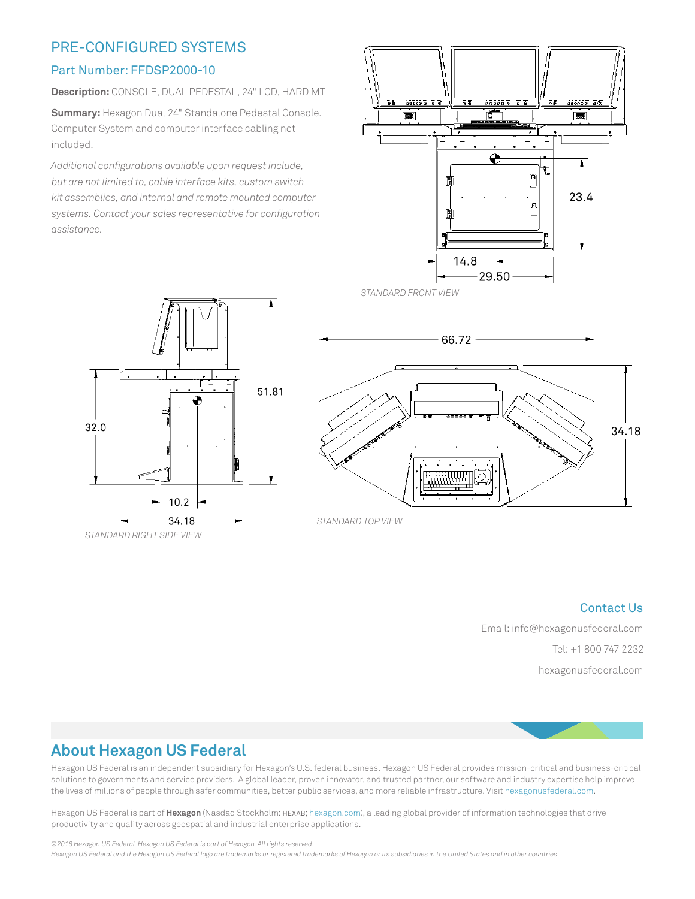## PRE-CONFIGURED SYSTEMS

### Part Number: FFDSP2000-10

**Description:** CONSOLE, DUAL PEDESTAL, 24" LCD, HARD MT

**Summary:** Hexagon Dual 24" Standalone Pedestal Console. Computer System and computer interface cabling not included.

*Additional configurations available upon request include, but are not limited to, cable interface kits, custom switch kit assemblies, and internal and remote mounted computer systems. Contact your sales representative for configuration assistance.*

23.4

14.8

29.50

*STANDARD FRONT VIEW*

51.81

32.0

10.2

34.18

*STANDARD RIGHT SIDE VIEW*

66.72

34.18

*STANDARD TOP VIEW*

### Contact Us

Email: info@hexagonusfederal.com

Tel: +1 800 747 2232

hexagonusfederal.com

## About Hexagon US Federal

Hexagon US Federal is an independent subsidiary for Hexagon's U.S. federal business. Hexagon US Federal provides mission-critical and business-critical solutions to governments and service providers. A global leader, proven innovator, and trusted partner, our software and industry expertise help improve the lives of millions of people through safer communities, better public services, and more reliable infrastructure. Visit hexagonusfederal.com.

Hexagon US Federal is part of **Hexagon** (Nasdaq Stockholm: HEXAB; hexagon.com), a leading global provider of information technologies that drive productivity and quality across geospatial and industrial enterprise applications.

*©2016 Hexagon US Federal. Hexagon US Federal is part of Hexagon. All rights reserved.*
*Hexagon US Federal and the Hexagon US Federal logo are trademarks or registered trademarks of Hexagon or its subsidiaries in the United States and in other countries.*